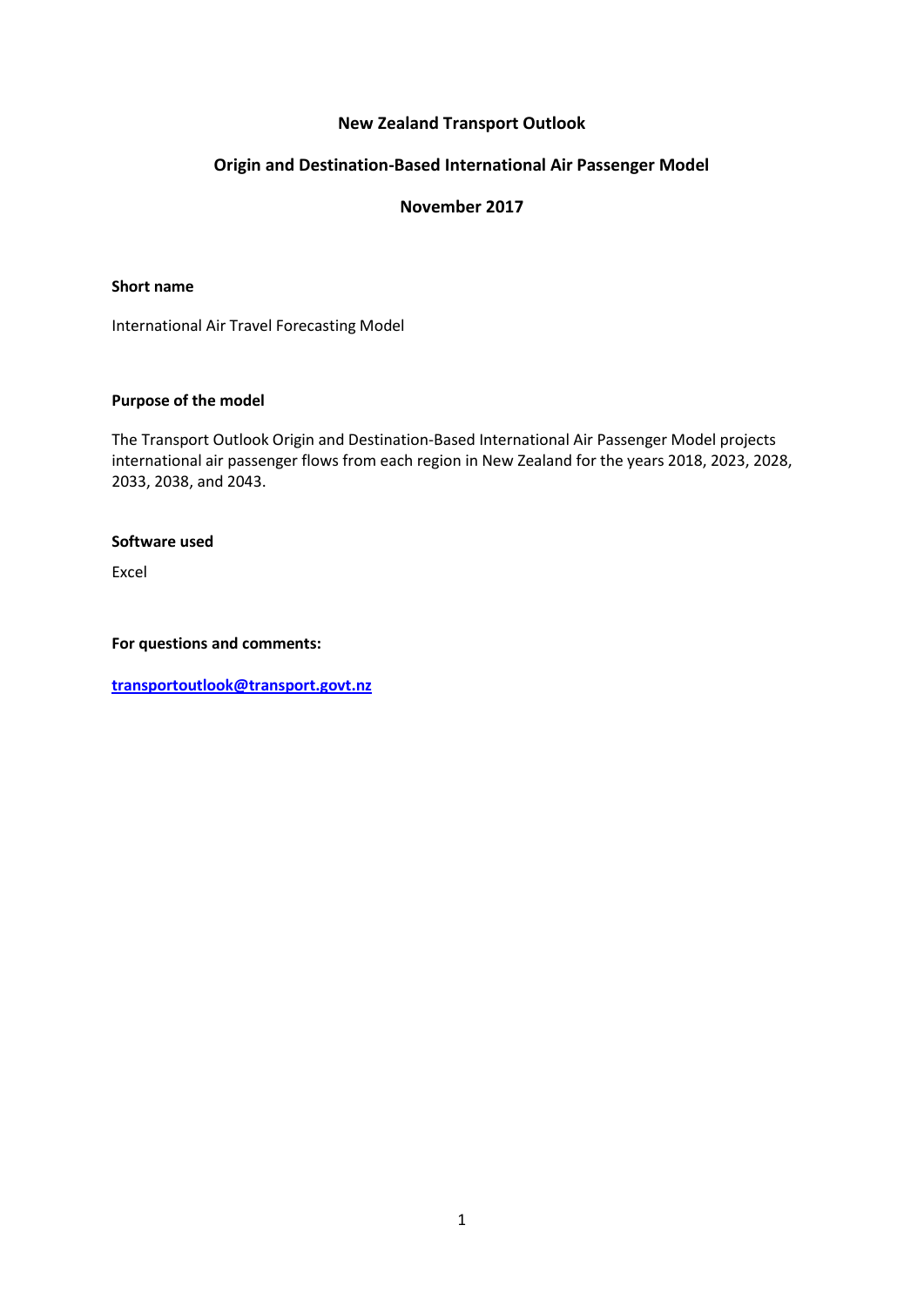# New Zealand Transport Outlook

## Origin and Destination-Based International Air Passenger Model

### November 2017

**Short name**

International Air Travel Forecasting Model

**Purpose of the model**

The Transport Outlook Origin and Destination-Based International Air Passenger Model projects international air passenger flows from each region in New Zealand for the years 2018, 2023, 2028, 2033, 2038, and 2043.

**Software used**

Excel

**For questions and comments:**

**[transportoutlook@transport.govt.nz](mailto:transportoutlook@transport.govt.nz)**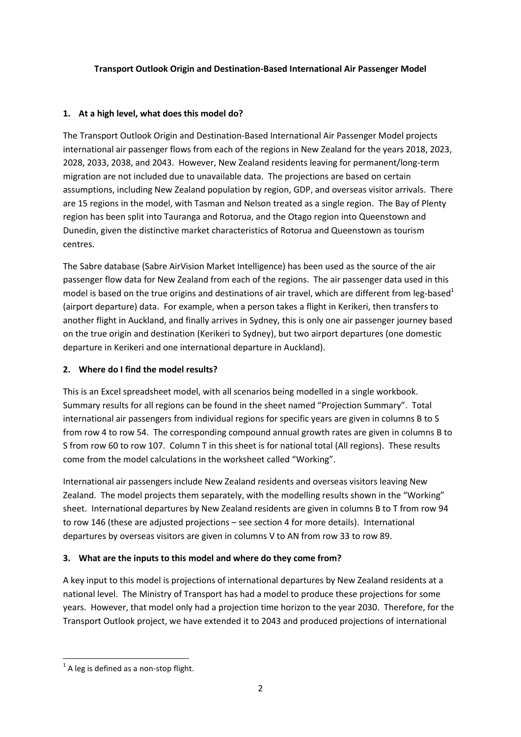**Transport Outlook Origin and Destination-Based International Air Passenger Model**

## 1. At a high level, what does this model do?

The Transport Outlook Origin and Destination-Based International Air Passenger Model projects international air passenger flows from each of the regions in New Zealand for the years 2018, 2023, 2028, 2033, 2038, and 2043. However, New Zealand residents leaving for permanent/long-term migration are not included due to unavailable data. The projections are based on certain assumptions, including New Zealand population by region, GDP, and overseas visitor arrivals. There are 15 regions in the model, with Tasman and Nelson treated as a single region. The Bay of Plenty region has been split into Tauranga and Rotorua, and the Otago region into Queenstown and Dunedin, given the distinctive market characteristics of Rotorua and Queenstown as tourism centres.

The Sabre database (Sabre AirVision Market Intelligence) has been used as the source of the air passenger flow data for New Zealand from each of the regions. The air passenger data used in this model is based on the true origins and destinations of air travel, which are different from leg-based[1] (airport departure) data. For example, when a person takes a flight in Kerikeri, then transfers to another flight in Auckland, and finally arrives in Sydney, this is only one air passenger journey based on the true origin and destination (Kerikeri to Sydney), but two airport departures (one domestic departure in Kerikeri and one international departure in Auckland).

## 2. Where do I find the model results?

This is an Excel spreadsheet model, with all scenarios being modelled in a single workbook. Summary results for all regions can be found in the sheet named "Projection Summary". Total international air passengers from individual regions for specific years are given in columns B to S from row 4 to row 54. The corresponding compound annual growth rates are given in columns B to S from row 60 to row 107. Column T in this sheet is for national total (All regions). These results come from the model calculations in the worksheet called "Working".

International air passengers include New Zealand residents and overseas visitors leaving New Zealand. The model projects them separately, with the modelling results shown in the "Working" sheet. International departures by New Zealand residents are given in columns B to T from row 94 to row 146 (these are adjusted projections – see section 4 for more details). International departures by overseas visitors are given in columns V to AN from row 33 to row 89.

## 3. What are the inputs to this model and where do they come from?

A key input to this model is projections of international departures by New Zealand residents at a national level. The Ministry of Transport has had a model to produce these projections for some years. However, that model only had a projection time horizon to the year 2030. Therefore, for the Transport Outlook project, we have extended it to 2043 and produced projections of international

[1] A leg is defined as a non-stop flight.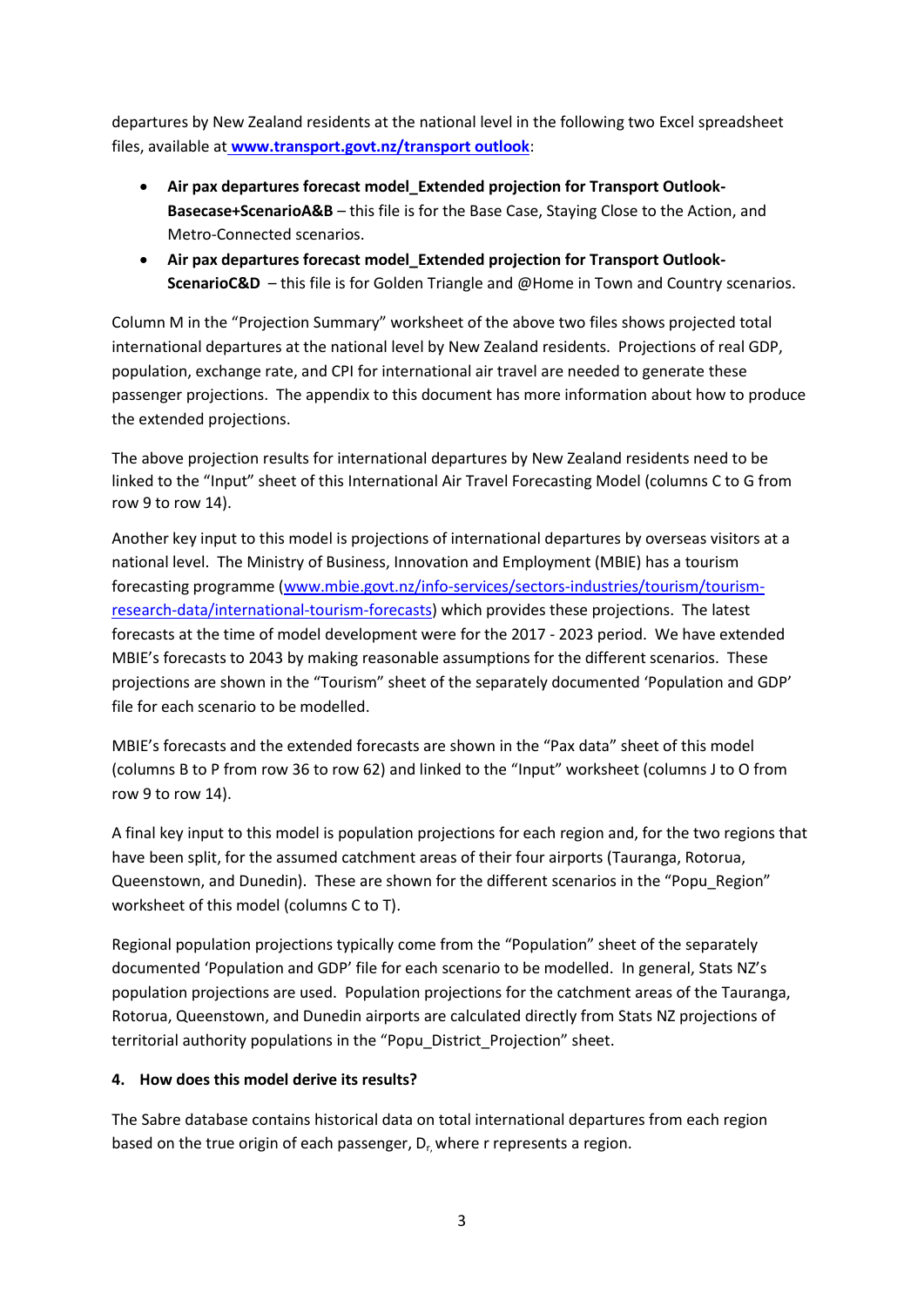departures by New Zealand residents at the national level in the following two Excel spreadsheet files, available at **www.transport.govt.nz/transport outlook**:

- **Air pax departures forecast model_Extended projection for Transport Outlook-Basecase+ScenarioA&B** – this file is for the Base Case, Staying Close to the Action, and Metro-Connected scenarios.
- **Air pax departures forecast model_Extended projection for Transport Outlook-ScenarioC&D** – this file is for Golden Triangle and @Home in Town and Country scenarios.

Column M in the "Projection Summary" worksheet of the above two files shows projected total international departures at the national level by New Zealand residents. Projections of real GDP, population, exchange rate, and CPI for international air travel are needed to generate these passenger projections. The appendix to this document has more information about how to produce the extended projections.

The above projection results for international departures by New Zealand residents need to be linked to the "Input" sheet of this International Air Travel Forecasting Model (columns C to G from row 9 to row 14).

Another key input to this model is projections of international departures by overseas visitors at a national level. The Ministry of Business, Innovation and Employment (MBIE) has a tourism forecasting programme (www.mbie.govt.nz/info-services/sectors-industries/tourism/tourism-research-data/international-tourism-forecasts) which provides these projections. The latest forecasts at the time of model development were for the 2017 - 2023 period. We have extended MBIE's forecasts to 2043 by making reasonable assumptions for the different scenarios. These projections are shown in the "Tourism" sheet of the separately documented 'Population and GDP' file for each scenario to be modelled.

MBIE's forecasts and the extended forecasts are shown in the "Pax data" sheet of this model (columns B to P from row 36 to row 62) and linked to the "Input" worksheet (columns J to O from row 9 to row 14).

A final key input to this model is population projections for each region and, for the two regions that have been split, for the assumed catchment areas of their four airports (Tauranga, Rotorua, Queenstown, and Dunedin). These are shown for the different scenarios in the "Popu_Region" worksheet of this model (columns C to T).

Regional population projections typically come from the "Population" sheet of the separately documented 'Population and GDP' file for each scenario to be modelled. In general, Stats NZ's population projections are used. Population projections for the catchment areas of the Tauranga, Rotorua, Queenstown, and Dunedin airports are calculated directly from Stats NZ projections of territorial authority populations in the "Popu_District_Projection" sheet.

**4. How does this model derive its results?**

The Sabre database contains historical data on total international departures from each region based on the true origin of each passenger, $D_r$, where r represents a region.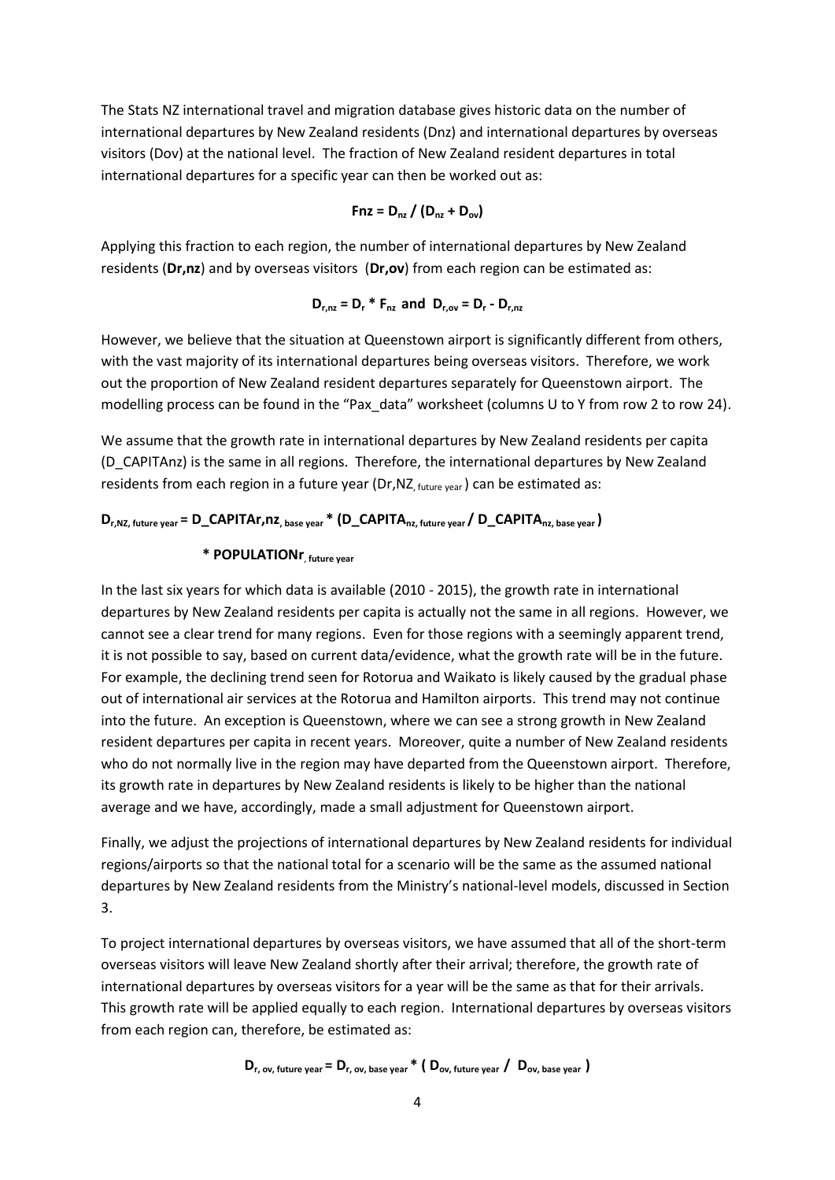The Stats NZ international travel and migration database gives historic data on the number of international departures by New Zealand residents (Dnz) and international departures by overseas visitors (Dov) at the national level. The fraction of New Zealand resident departures in total international departures for a specific year can then be worked out as:

$$\mathbf{Fnz = D_{nz} / (D_{nz} + D_{ov})}$$

Applying this fraction to each region, the number of international departures by New Zealand residents (**Dr,nz**) and by overseas visitors (**Dr,ov**) from each region can be estimated as:

$$\mathbf{D_{r,nz} = D_r * F_{nz} \text{ and } D_{r,ov} = D_r - D_{r,nz}}$$

However, we believe that the situation at Queenstown airport is significantly different from others, with the vast majority of its international departures being overseas visitors. Therefore, we work out the proportion of New Zealand resident departures separately for Queenstown airport. The modelling process can be found in the "Pax_data" worksheet (columns U to Y from row 2 to row 24).

We assume that the growth rate in international departures by New Zealand residents per capita (D_CAPITAnz) is the same in all regions. Therefore, the international departures by New Zealand residents from each region in a future year ($Dr,NZ_{, \text{future year}}$) can be estimated as:

$$\mathbf{D_{r,NZ,\,future\ year} = D\_CAPITAr,nz_{,\,base\ year} * (D\_CAPITA_{nz,\,future\ year} / D\_CAPITA_{nz,\,base\ year}) * POPULATIONr_{,\,future\ year}}$$

In the last six years for which data is available (2010 - 2015), the growth rate in international departures by New Zealand residents per capita is actually not the same in all regions. However, we cannot see a clear trend for many regions. Even for those regions with a seemingly apparent trend, it is not possible to say, based on current data/evidence, what the growth rate will be in the future. For example, the declining trend seen for Rotorua and Waikato is likely caused by the gradual phase out of international air services at the Rotorua and Hamilton airports. This trend may not continue into the future. An exception is Queenstown, where we can see a strong growth in New Zealand resident departures per capita in recent years. Moreover, quite a number of New Zealand residents who do not normally live in the region may have departed from the Queenstown airport. Therefore, its growth rate in departures by New Zealand residents is likely to be higher than the national average and we have, accordingly, made a small adjustment for Queenstown airport.

Finally, we adjust the projections of international departures by New Zealand residents for individual regions/airports so that the national total for a scenario will be the same as the assumed national departures by New Zealand residents from the Ministry's national-level models, discussed in Section 3.

To project international departures by overseas visitors, we have assumed that all of the short-term overseas visitors will leave New Zealand shortly after their arrival; therefore, the growth rate of international departures by overseas visitors for a year will be the same as that for their arrivals. This growth rate will be applied equally to each region. International departures by overseas visitors from each region can, therefore, be estimated as:

$$\mathbf{D_{r,\,ov,\,future\ year} = D_{r,\,ov,\,base\ year} * (D_{ov,\,future\ year} / D_{ov,\,base\ year})}$$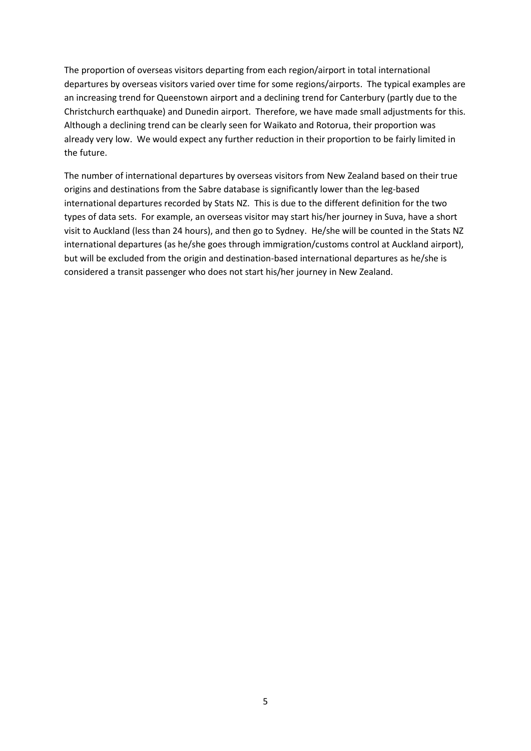The proportion of overseas visitors departing from each region/airport in total international departures by overseas visitors varied over time for some regions/airports. The typical examples are an increasing trend for Queenstown airport and a declining trend for Canterbury (partly due to the Christchurch earthquake) and Dunedin airport. Therefore, we have made small adjustments for this. Although a declining trend can be clearly seen for Waikato and Rotorua, their proportion was already very low. We would expect any further reduction in their proportion to be fairly limited in the future.

The number of international departures by overseas visitors from New Zealand based on their true origins and destinations from the Sabre database is significantly lower than the leg-based international departures recorded by Stats NZ. This is due to the different definition for the two types of data sets. For example, an overseas visitor may start his/her journey in Suva, have a short visit to Auckland (less than 24 hours), and then go to Sydney. He/she will be counted in the Stats NZ international departures (as he/she goes through immigration/customs control at Auckland airport), but will be excluded from the origin and destination-based international departures as he/she is considered a transit passenger who does not start his/her journey in New Zealand.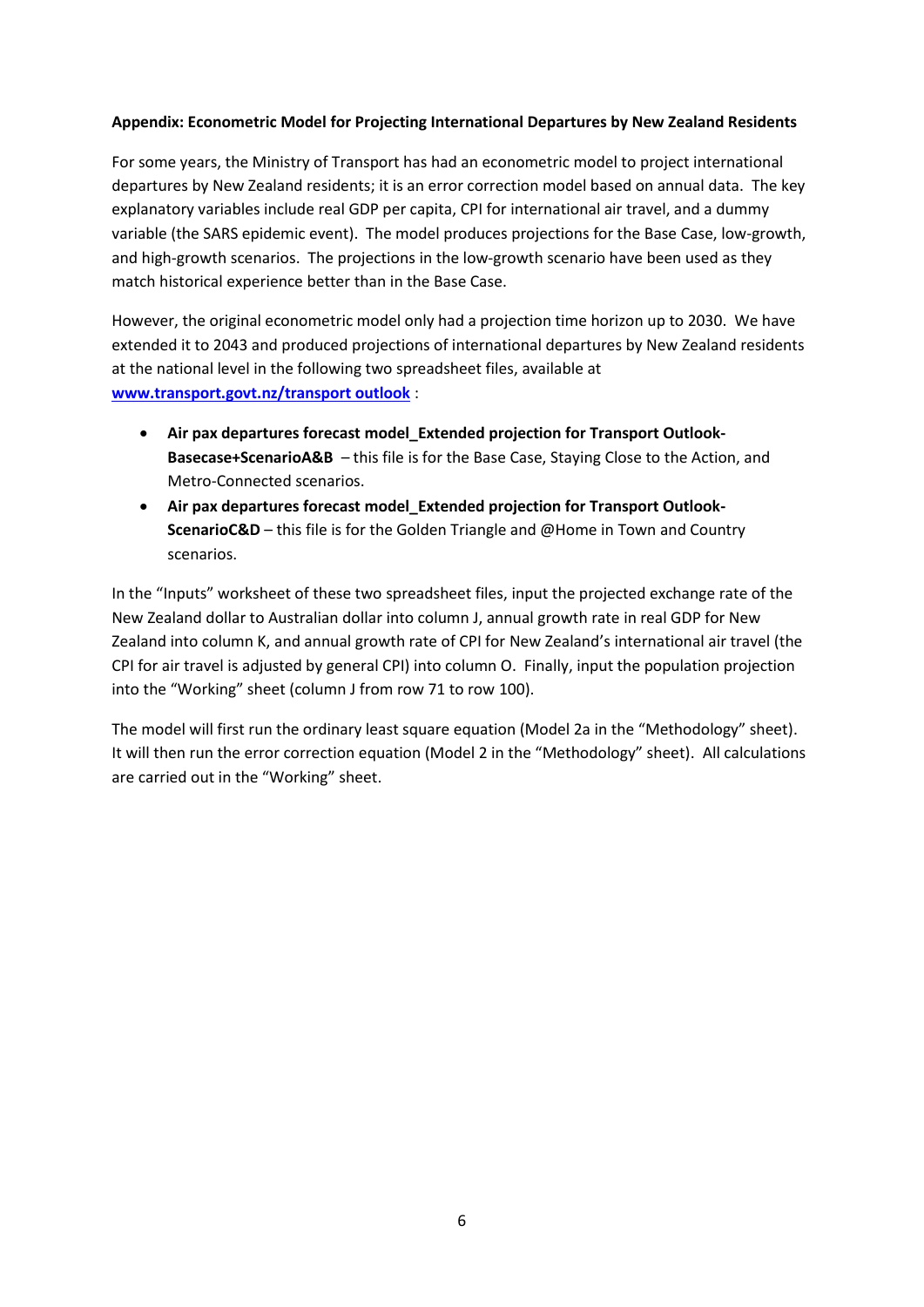**Appendix: Econometric Model for Projecting International Departures by New Zealand Residents**

For some years, the Ministry of Transport has had an econometric model to project international departures by New Zealand residents; it is an error correction model based on annual data. The key explanatory variables include real GDP per capita, CPI for international air travel, and a dummy variable (the SARS epidemic event). The model produces projections for the Base Case, low-growth, and high-growth scenarios. The projections in the low-growth scenario have been used as they match historical experience better than in the Base Case.

However, the original econometric model only had a projection time horizon up to 2030. We have extended it to 2043 and produced projections of international departures by New Zealand residents at the national level in the following two spreadsheet files, available at **www.transport.govt.nz/transport outlook** :

- **Air pax departures forecast model_Extended projection for Transport Outlook-Basecase+ScenarioA&B** – this file is for the Base Case, Staying Close to the Action, and Metro-Connected scenarios.
- **Air pax departures forecast model_Extended projection for Transport Outlook-ScenarioC&D** – this file is for the Golden Triangle and @Home in Town and Country scenarios.

In the "Inputs" worksheet of these two spreadsheet files, input the projected exchange rate of the New Zealand dollar to Australian dollar into column J, annual growth rate in real GDP for New Zealand into column K, and annual growth rate of CPI for New Zealand's international air travel (the CPI for air travel is adjusted by general CPI) into column O. Finally, input the population projection into the "Working" sheet (column J from row 71 to row 100).

The model will first run the ordinary least square equation (Model 2a in the "Methodology" sheet). It will then run the error correction equation (Model 2 in the "Methodology" sheet). All calculations are carried out in the "Working" sheet.